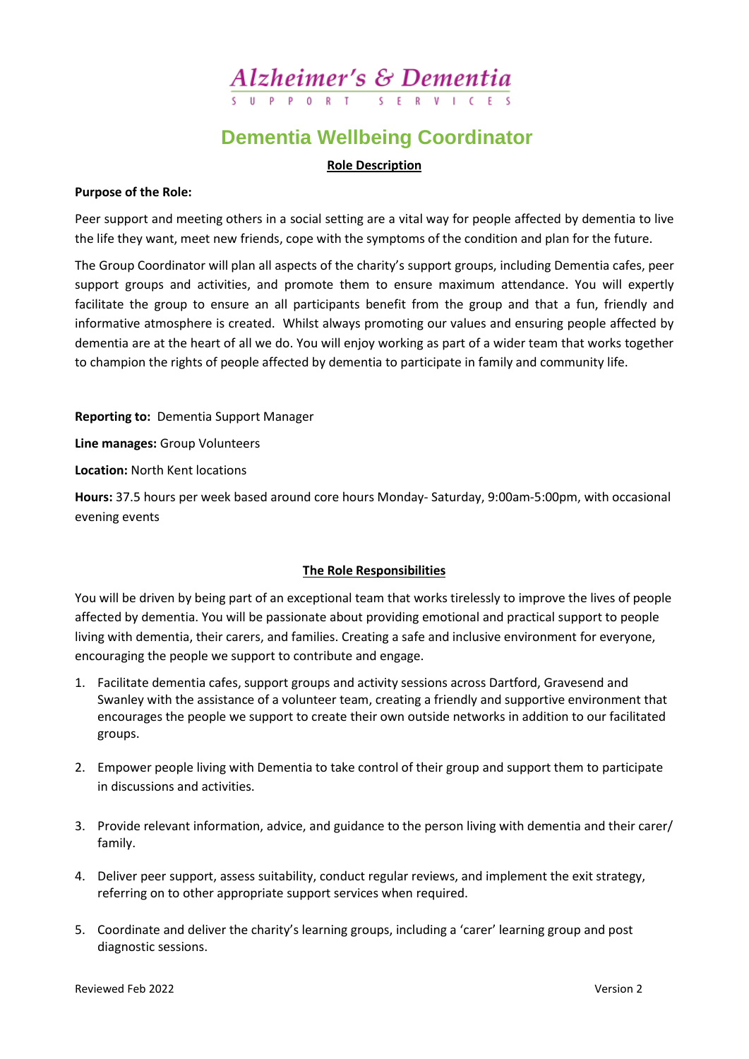Alzheimer's & Dementia
SUPPORT SERVICES

# Dementia Wellbeing Coordinator

## Role Description

**Purpose of the Role:**

Peer support and meeting others in a social setting are a vital way for people affected by dementia to live the life they want, meet new friends, cope with the symptoms of the condition and plan for the future.

The Group Coordinator will plan all aspects of the charity's support groups, including Dementia cafes, peer support groups and activities, and promote them to ensure maximum attendance. You will expertly facilitate the group to ensure an all participants benefit from the group and that a fun, friendly and informative atmosphere is created. Whilst always promoting our values and ensuring people affected by dementia are at the heart of all we do. You will enjoy working as part of a wider team that works together to champion the rights of people affected by dementia to participate in family and community life.

**Reporting to:** Dementia Support Manager

**Line manages:** Group Volunteers

**Location:** North Kent locations

**Hours:** 37.5 hours per week based around core hours Monday- Saturday, 9:00am-5:00pm, with occasional evening events

## The Role Responsibilities

You will be driven by being part of an exceptional team that works tirelessly to improve the lives of people affected by dementia. You will be passionate about providing emotional and practical support to people living with dementia, their carers, and families. Creating a safe and inclusive environment for everyone, encouraging the people we support to contribute and engage.

1. Facilitate dementia cafes, support groups and activity sessions across Dartford, Gravesend and Swanley with the assistance of a volunteer team, creating a friendly and supportive environment that encourages the people we support to create their own outside networks in addition to our facilitated groups.

2. Empower people living with Dementia to take control of their group and support them to participate in discussions and activities.

3. Provide relevant information, advice, and guidance to the person living with dementia and their carer/ family.

4. Deliver peer support, assess suitability, conduct regular reviews, and implement the exit strategy, referring on to other appropriate support services when required.

5. Coordinate and deliver the charity's learning groups, including a 'carer' learning group and post diagnostic sessions.

Reviewed Feb 2022 Version 2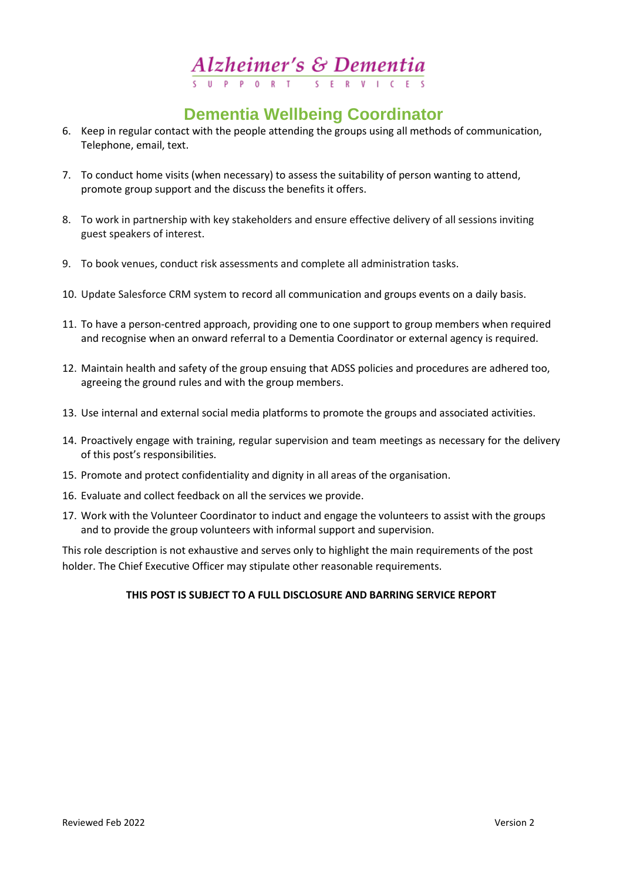# Dementia Wellbeing Coordinator

6. Keep in regular contact with the people attending the groups using all methods of communication, Telephone, email, text.

7. To conduct home visits (when necessary) to assess the suitability of person wanting to attend, promote group support and the discuss the benefits it offers.

8. To work in partnership with key stakeholders and ensure effective delivery of all sessions inviting guest speakers of interest.

9. To book venues, conduct risk assessments and complete all administration tasks.

10. Update Salesforce CRM system to record all communication and groups events on a daily basis.

11. To have a person-centred approach, providing one to one support to group members when required and recognise when an onward referral to a Dementia Coordinator or external agency is required.

12. Maintain health and safety of the group ensuing that ADSS policies and procedures are adhered too, agreeing the ground rules and with the group members.

13. Use internal and external social media platforms to promote the groups and associated activities.

14. Proactively engage with training, regular supervision and team meetings as necessary for the delivery of this post's responsibilities.
15. Promote and protect confidentiality and dignity in all areas of the organisation.
16. Evaluate and collect feedback on all the services we provide.
17. Work with the Volunteer Coordinator to induct and engage the volunteers to assist with the groups and to provide the group volunteers with informal support and supervision.

This role description is not exhaustive and serves only to highlight the main requirements of the post holder. The Chief Executive Officer may stipulate other reasonable requirements.

**THIS POST IS SUBJECT TO A FULL DISCLOSURE AND BARRING SERVICE REPORT**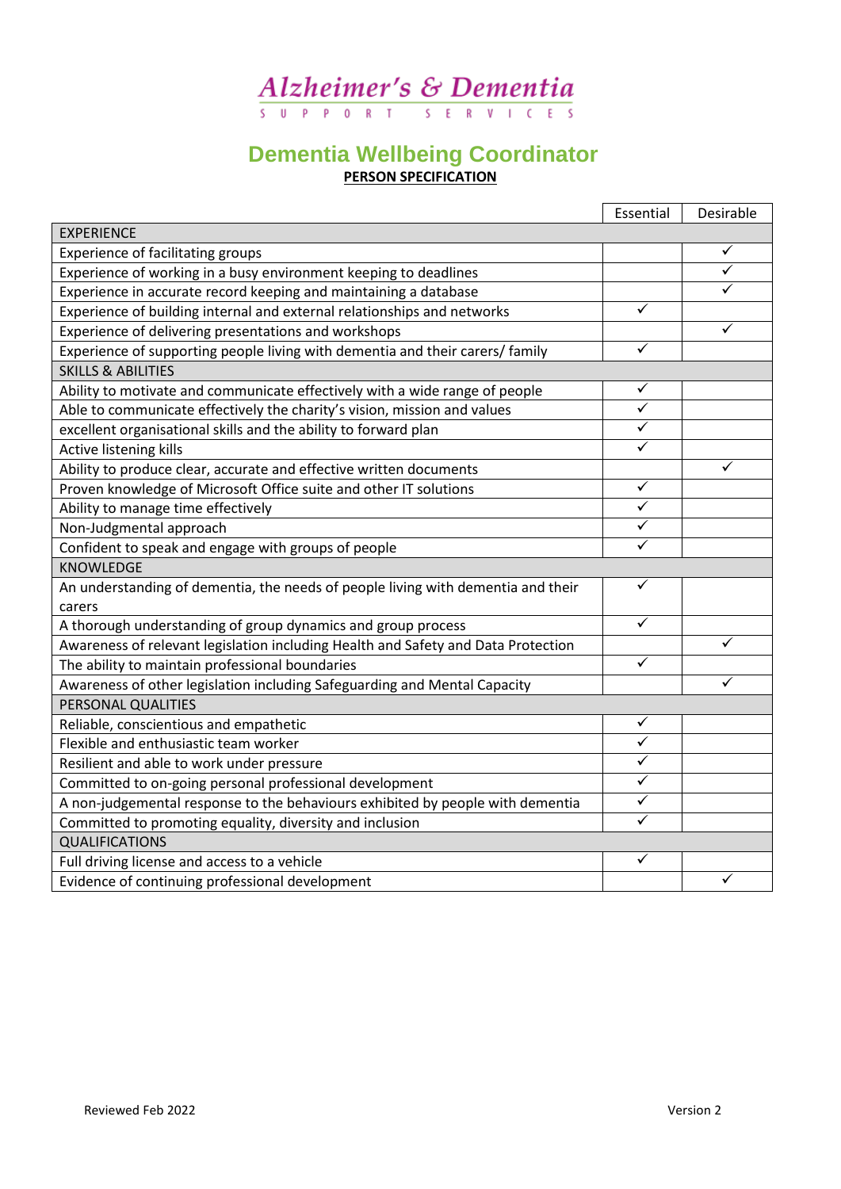# Alzheimer's & Dementia

SUPPORT SERVICES

## Dementia Wellbeing Coordinator

**PERSON SPECIFICATION**

| | Essential | Desirable |
|---|---|---|
| EXPERIENCE | | |
| Experience of facilitating groups | | ✓ |
| Experience of working in a busy environment keeping to deadlines | | ✓ |
| Experience in accurate record keeping and maintaining a database | | ✓ |
| Experience of building internal and external relationships and networks | ✓ | |
| Experience of delivering presentations and workshops | | ✓ |
| Experience of supporting people living with dementia and their carers/ family | ✓ | |
| SKILLS & ABILITIES | | |
| Ability to motivate and communicate effectively with a wide range of people | ✓ | |
| Able to communicate effectively the charity's vision, mission and values | ✓ | |
| excellent organisational skills and the ability to forward plan | ✓ | |
| Active listening kills | ✓ | |
| Ability to produce clear, accurate and effective written documents | | ✓ |
| Proven knowledge of Microsoft Office suite and other IT solutions | ✓ | |
| Ability to manage time effectively | ✓ | |
| Non-Judgmental approach | ✓ | |
| Confident to speak and engage with groups of people | ✓ | |
| KNOWLEDGE | | |
| An understanding of dementia, the needs of people living with dementia and their carers | ✓ | |
| A thorough understanding of group dynamics and group process | ✓ | |
| Awareness of relevant legislation including Health and Safety and Data Protection | | ✓ |
| The ability to maintain professional boundaries | ✓ | |
| Awareness of other legislation including Safeguarding and Mental Capacity | | ✓ |
| PERSONAL QUALITIES | | |
| Reliable, conscientious and empathetic | ✓ | |
| Flexible and enthusiastic team worker | ✓ | |
| Resilient and able to work under pressure | ✓ | |
| Committed to on-going personal professional development | ✓ | |
| A non-judgemental response to the behaviours exhibited by people with dementia | ✓ | |
| Committed to promoting equality, diversity and inclusion | ✓ | |
| QUALIFICATIONS | | |
| Full driving license and access to a vehicle | ✓ | |
| Evidence of continuing professional development | | ✓ |

Reviewed Feb 2022

Version 2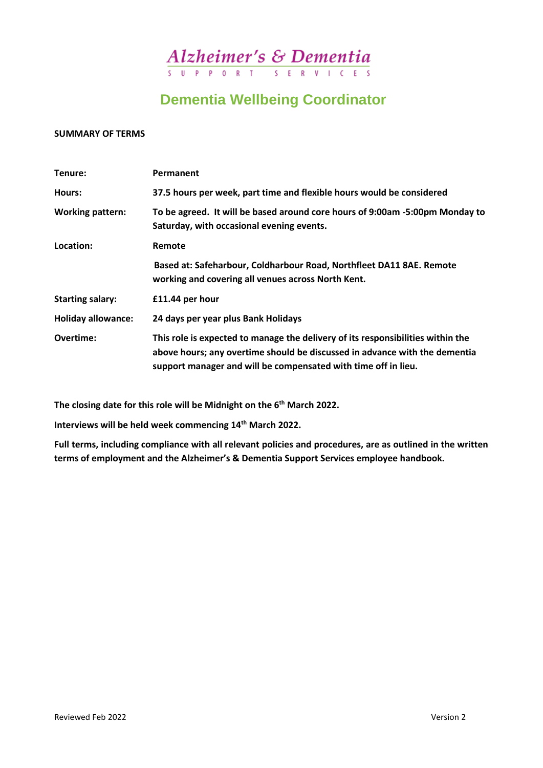Alzheimer's & Dementia

SUPPORT SERVICES

# Dementia Wellbeing Coordinator

**SUMMARY OF TERMS**

| | |
|---|---|
| **Tenure:** | **Permanent** |
| **Hours:** | **37.5 hours per week, part time and flexible hours would be considered** |
| **Working pattern:** | **To be agreed. It will be based around core hours of 9:00am -5:00pm Monday to Saturday, with occasional evening events.** |
| **Location:** | **Remote** |
| | **Based at: Safeharbour, Coldharbour Road, Northfleet DA11 8AE. Remote working and covering all venues across North Kent.** |
| **Starting salary:** | **£11.44 per hour** |
| **Holiday allowance:** | **24 days per year plus Bank Holidays** |
| **Overtime:** | **This role is expected to manage the delivery of its responsibilities within the above hours; any overtime should be discussed in advance with the dementia support manager and will be compensated with time off in lieu.** |

**The closing date for this role will be Midnight on the 6th March 2022.**

**Interviews will be held week commencing 14th March 2022.**

**Full terms, including compliance with all relevant policies and procedures, are as outlined in the written terms of employment and the Alzheimer's & Dementia Support Services employee handbook.**

Reviewed Feb 2022 Version 2